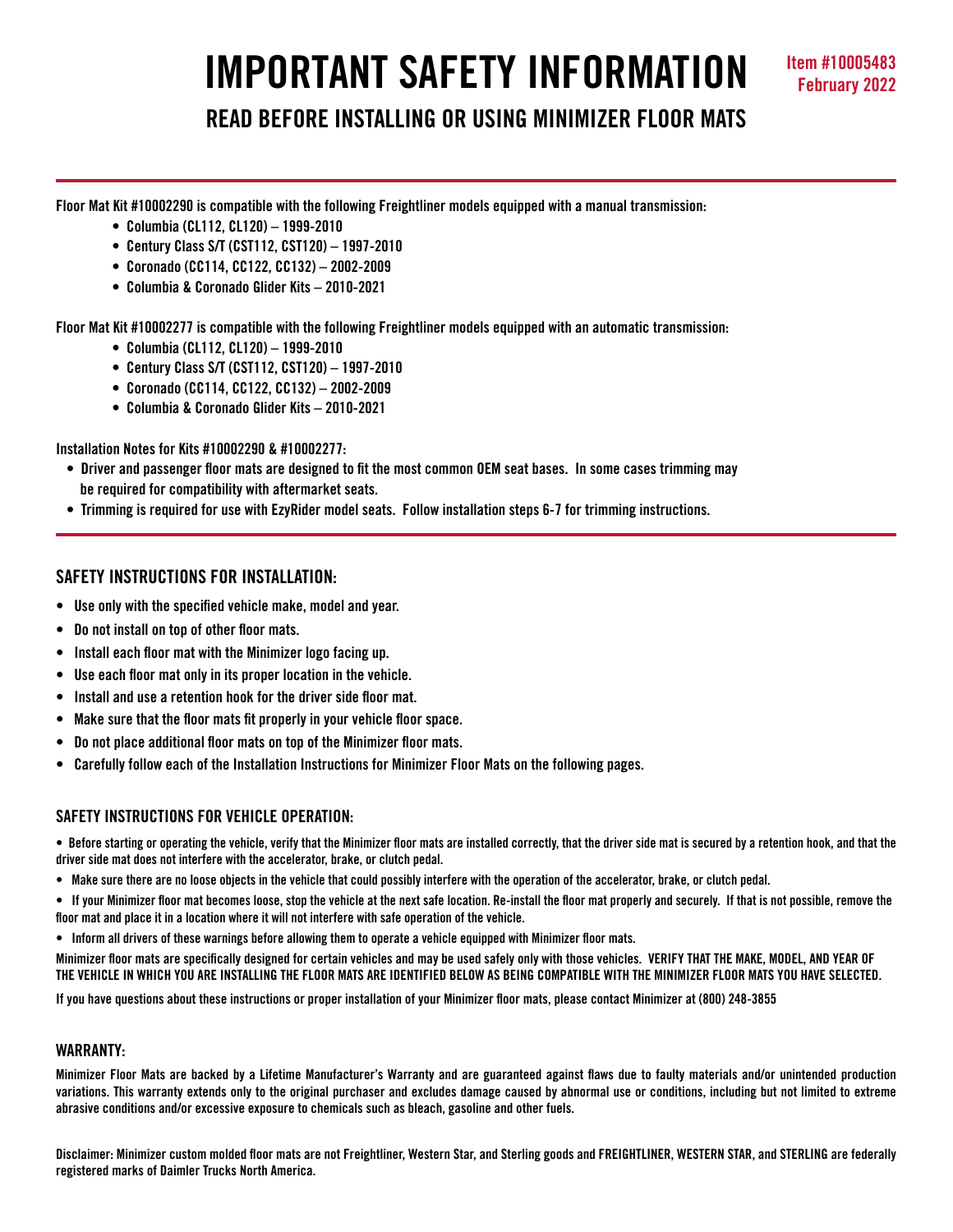# IMPORTANT SAFETY INFORMATION

**Item #10005483**
**February 2022**

## READ BEFORE INSTALLING OR USING MINIMIZER FLOOR MATS

**Floor Mat Kit #10002290 is compatible with the following Freightliner models equipped with a manual transmission:**

- Columbia (CL112, CL120) – 1999-2010
- Century Class S/T (CST112, CST120) – 1997-2010
- Coronado (CC114, CC122, CC132) – 2002-2009
- Columbia & Coronado Glider Kits – 2010-2021

**Floor Mat Kit #10002277 is compatible with the following Freightliner models equipped with an automatic transmission:**

- Columbia (CL112, CL120) – 1999-2010
- Century Class S/T (CST112, CST120) – 1997-2010
- Coronado (CC114, CC122, CC132) – 2002-2009
- Columbia & Coronado Glider Kits – 2010-2021

**Installation Notes for Kits #10002290 & #10002277:**

- Driver and passenger floor mats are designed to fit the most common OEM seat bases. In some cases trimming may be required for compatibility with aftermarket seats.
- Trimming is required for use with EzyRider model seats. Follow installation steps 6-7 for trimming instructions.

### SAFETY INSTRUCTIONS FOR INSTALLATION:

- Use only with the specified vehicle make, model and year.
- Do not install on top of other floor mats.
- Install each floor mat with the Minimizer logo facing up.
- Use each floor mat only in its proper location in the vehicle.
- Install and use a retention hook for the driver side floor mat.
- Make sure that the floor mats fit properly in your vehicle floor space.
- Do not place additional floor mats on top of the Minimizer floor mats.
- Carefully follow each of the Installation Instructions for Minimizer Floor Mats on the following pages.

### SAFETY INSTRUCTIONS FOR VEHICLE OPERATION:

- Before starting or operating the vehicle, verify that the Minimizer floor mats are installed correctly, that the driver side mat is secured by a retention hook, and that the driver side mat does not interfere with the accelerator, brake, or clutch pedal.
- Make sure there are no loose objects in the vehicle that could possibly interfere with the operation of the accelerator, brake, or clutch pedal.
- If your Minimizer floor mat becomes loose, stop the vehicle at the next safe location. Re-install the floor mat properly and securely. If that is not possible, remove the floor mat and place it in a location where it will not interfere with safe operation of the vehicle.
- Inform all drivers of these warnings before allowing them to operate a vehicle equipped with Minimizer floor mats.

Minimizer floor mats are specifically designed for certain vehicles and may be used safely only with those vehicles. VERIFY THAT THE MAKE, MODEL, AND YEAR OF THE VEHICLE IN WHICH YOU ARE INSTALLING THE FLOOR MATS ARE IDENTIFIED BELOW AS BEING COMPATIBLE WITH THE MINIMIZER FLOOR MATS YOU HAVE SELECTED.

If you have questions about these instructions or proper installation of your Minimizer floor mats, please contact Minimizer at (800) 248-3855

### WARRANTY:

Minimizer Floor Mats are backed by a Lifetime Manufacturer's Warranty and are guaranteed against flaws due to faulty materials and/or unintended production variations. This warranty extends only to the original purchaser and excludes damage caused by abnormal use or conditions, including but not limited to extreme abrasive conditions and/or excessive exposure to chemicals such as bleach, gasoline and other fuels.

Disclaimer: Minimizer custom molded floor mats are not Freightliner, Western Star, and Sterling goods and FREIGHTLINER, WESTERN STAR, and STERLING are federally registered marks of Daimler Trucks North America.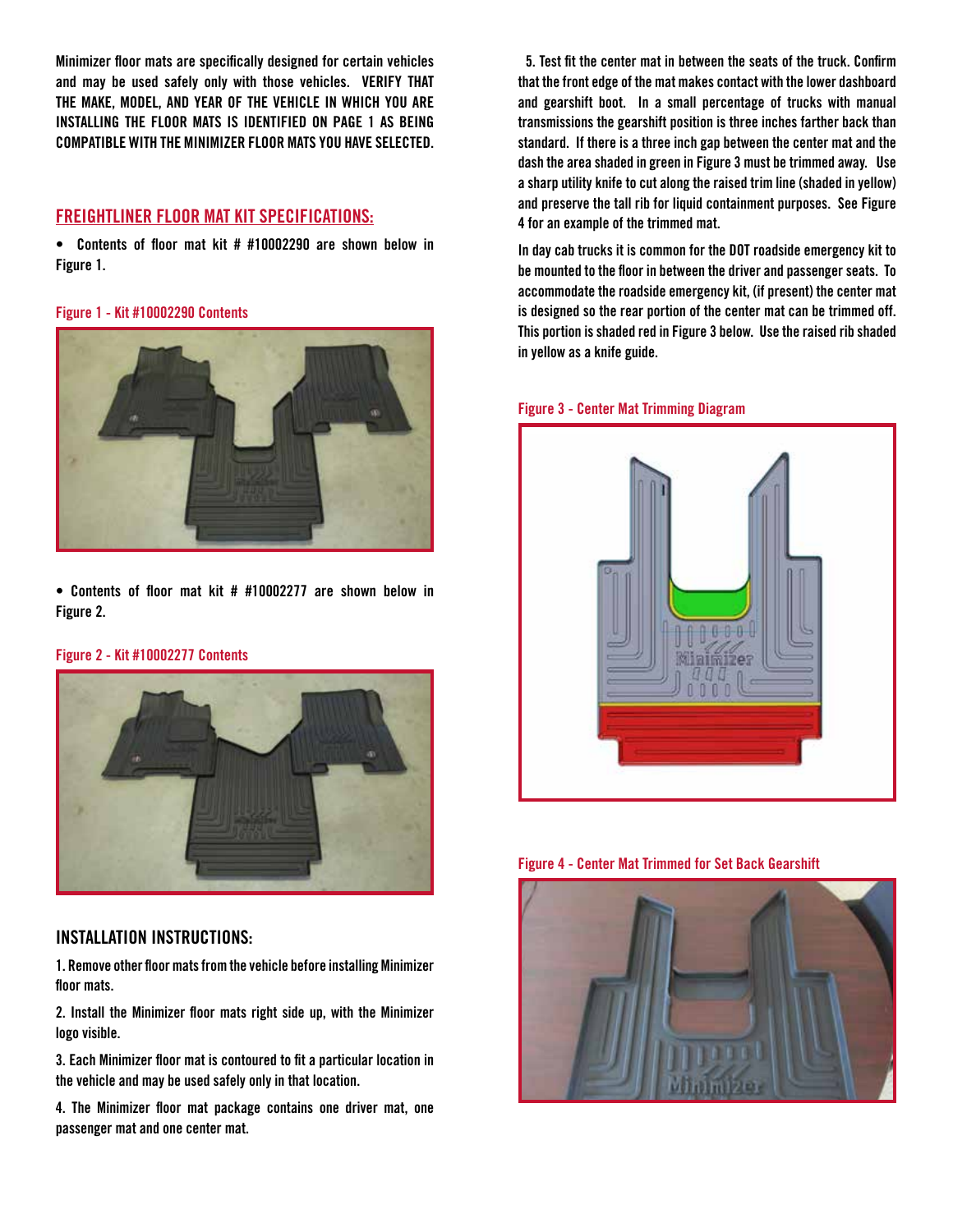Minimizer floor mats are specifically designed for certain vehicles and may be used safely only with those vehicles. **VERIFY THAT THE MAKE, MODEL, AND YEAR OF THE VEHICLE IN WHICH YOU ARE INSTALLING THE FLOOR MATS IS IDENTIFIED ON PAGE 1 AS BEING COMPATIBLE WITH THE MINIMIZER FLOOR MATS YOU HAVE SELECTED.**

## FREIGHTLINER FLOOR MAT KIT SPECIFICATIONS:

- Contents of floor mat kit # #10002290 are shown below in Figure 1.

Figure 1 - Kit #10002290 Contents

- Contents of floor mat kit # #10002277 are shown below in Figure 2.

Figure 2 - Kit #10002277 Contents

## INSTALLATION INSTRUCTIONS:

1. Remove other floor mats from the vehicle before installing Minimizer floor mats.

2. Install the Minimizer floor mats right side up, with the Minimizer logo visible.

3. Each Minimizer floor mat is contoured to fit a particular location in the vehicle and may be used safely only in that location.

4. The Minimizer floor mat package contains one driver mat, one passenger mat and one center mat.

5. Test fit the center mat in between the seats of the truck. Confirm that the front edge of the mat makes contact with the lower dashboard and gearshift boot. In a small percentage of trucks with manual transmissions the gearshift position is three inches farther back than standard. If there is a three inch gap between the center mat and the dash the area shaded in green in Figure 3 must be trimmed away. Use a sharp utility knife to cut along the raised trim line (shaded in yellow) and preserve the tall rib for liquid containment purposes. See Figure 4 for an example of the trimmed mat.

In day cab trucks it is common for the DOT roadside emergency kit to be mounted to the floor in between the driver and passenger seats. To accommodate the roadside emergency kit, (if present) the center mat is designed so the rear portion of the center mat can be trimmed off. This portion is shaded red in Figure 3 below. Use the raised rib shaded in yellow as a knife guide.

Figure 3 - Center Mat Trimming Diagram

Figure 4 - Center Mat Trimmed for Set Back Gearshift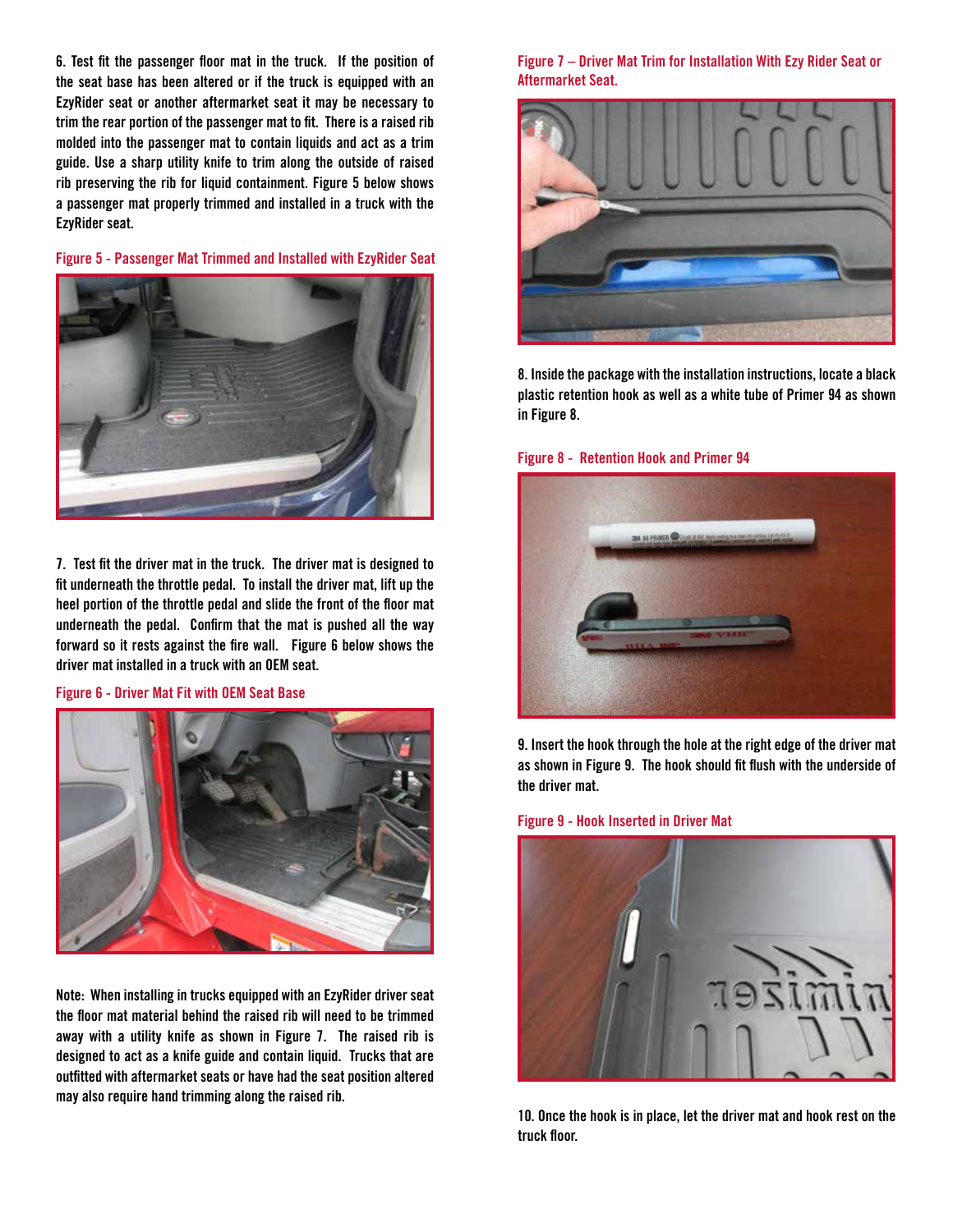6. Test fit the passenger floor mat in the truck. If the position of the seat base has been altered or if the truck is equipped with an EzyRider seat or another aftermarket seat it may be necessary to trim the rear portion of the passenger mat to fit. There is a raised rib molded into the passenger mat to contain liquids and act as a trim guide. Use a sharp utility knife to trim along the outside of raised rib preserving the rib for liquid containment. Figure 5 below shows a passenger mat properly trimmed and installed in a truck with the EzyRider seat.

Figure 5 - Passenger Mat Trimmed and Installed with EzyRider Seat

7. Test fit the driver mat in the truck. The driver mat is designed to fit underneath the throttle pedal. To install the driver mat, lift up the heel portion of the throttle pedal and slide the front of the floor mat underneath the pedal. Confirm that the mat is pushed all the way forward so it rests against the fire wall. Figure 6 below shows the driver mat installed in a truck with an OEM seat.

Figure 6 - Driver Mat Fit with OEM Seat Base

Note: When installing in trucks equipped with an EzyRider driver seat the floor mat material behind the raised rib will need to be trimmed away with a utility knife as shown in Figure 7. The raised rib is designed to act as a knife guide and contain liquid. Trucks that are outfitted with aftermarket seats or have had the seat position altered may also require hand trimming along the raised rib.

Figure 7 – Driver Mat Trim for Installation With Ezy Rider Seat or Aftermarket Seat.

8. Inside the package with the installation instructions, locate a black plastic retention hook as well as a white tube of Primer 94 as shown in Figure 8.

Figure 8 - Retention Hook and Primer 94

9. Insert the hook through the hole at the right edge of the driver mat as shown in Figure 9. The hook should fit flush with the underside of the driver mat.

Figure 9 - Hook Inserted in Driver Mat

10. Once the hook is in place, let the driver mat and hook rest on the truck floor.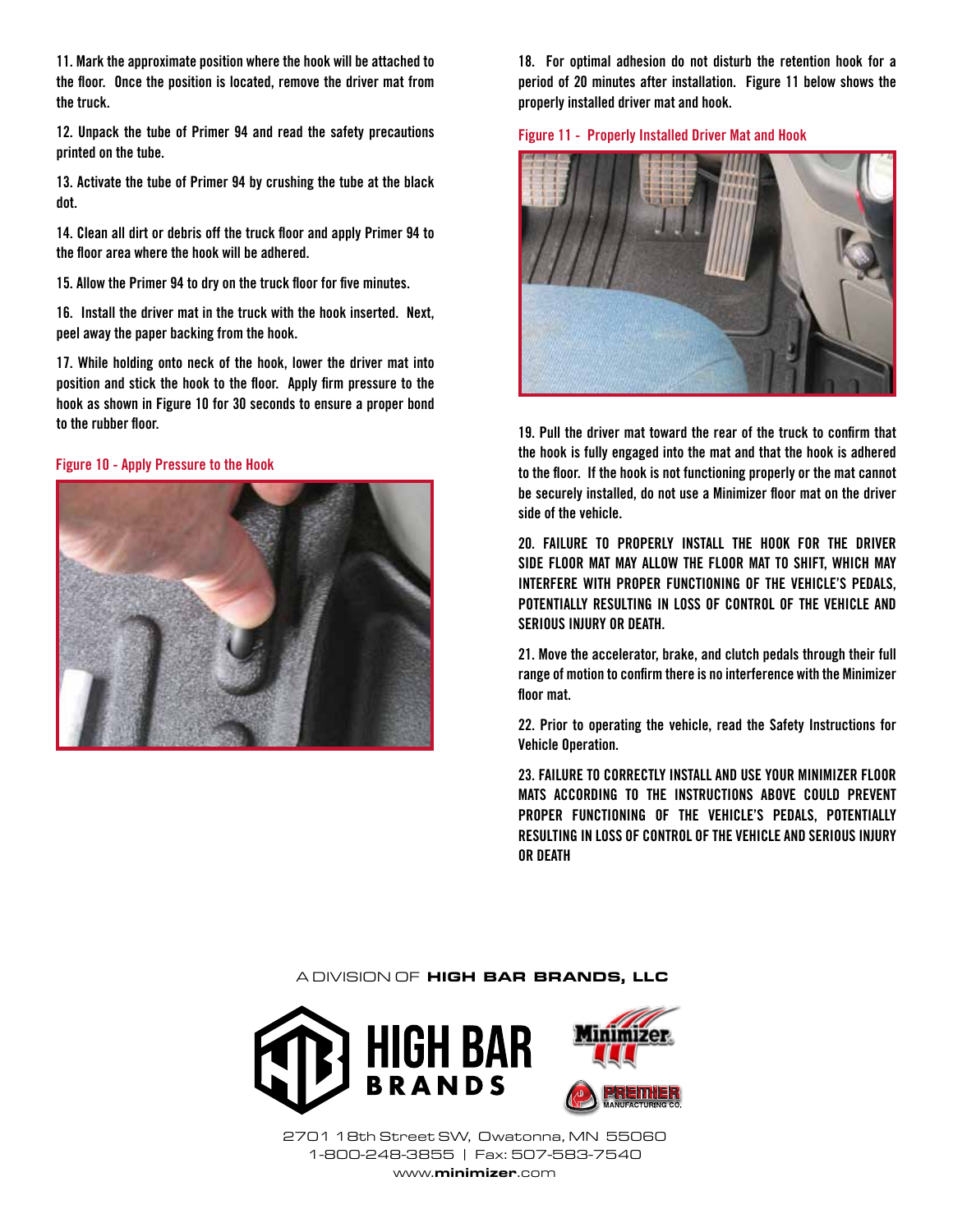11. Mark the approximate position where the hook will be attached to the floor. Once the position is located, remove the driver mat from the truck.

12. Unpack the tube of Primer 94 and read the safety precautions printed on the tube.

13. Activate the tube of Primer 94 by crushing the tube at the black dot.

14. Clean all dirt or debris off the truck floor and apply Primer 94 to the floor area where the hook will be adhered.

15. Allow the Primer 94 to dry on the truck floor for five minutes.

16. Install the driver mat in the truck with the hook inserted. Next, peel away the paper backing from the hook.

17. While holding onto neck of the hook, lower the driver mat into position and stick the hook to the floor. Apply firm pressure to the hook as shown in Figure 10 for 30 seconds to ensure a proper bond to the rubber floor.

Figure 10 - Apply Pressure to the Hook

18. For optimal adhesion do not disturb the retention hook for a period of 20 minutes after installation. Figure 11 below shows the properly installed driver mat and hook.

Figure 11 - Properly Installed Driver Mat and Hook

19. Pull the driver mat toward the rear of the truck to confirm that the hook is fully engaged into the mat and that the hook is adhered to the floor. If the hook is not functioning properly or the mat cannot be securely installed, do not use a Minimizer floor mat on the driver side of the vehicle.

20. FAILURE TO PROPERLY INSTALL THE HOOK FOR THE DRIVER SIDE FLOOR MAT MAY ALLOW THE FLOOR MAT TO SHIFT, WHICH MAY INTERFERE WITH PROPER FUNCTIONING OF THE VEHICLE'S PEDALS, POTENTIALLY RESULTING IN LOSS OF CONTROL OF THE VEHICLE AND SERIOUS INJURY OR DEATH.

21. Move the accelerator, brake, and clutch pedals through their full range of motion to confirm there is no interference with the Minimizer floor mat.

22. Prior to operating the vehicle, read the Safety Instructions for Vehicle Operation.

23. FAILURE TO CORRECTLY INSTALL AND USE YOUR MINIMIZER FLOOR MATS ACCORDING TO THE INSTRUCTIONS ABOVE COULD PREVENT PROPER FUNCTIONING OF THE VEHICLE'S PEDALS, POTENTIALLY RESULTING IN LOSS OF CONTROL OF THE VEHICLE AND SERIOUS INJURY OR DEATH

A DIVISION OF **HIGH BAR BRANDS, LLC**

HIGH BAR BRANDS

Minimizer

PREMIER MANUFACTURING CO.

2701 18th Street SW, Owatonna, MN 55060
1-800-248-3855 | Fax: 507-583-7540
www.**minimizer**.com